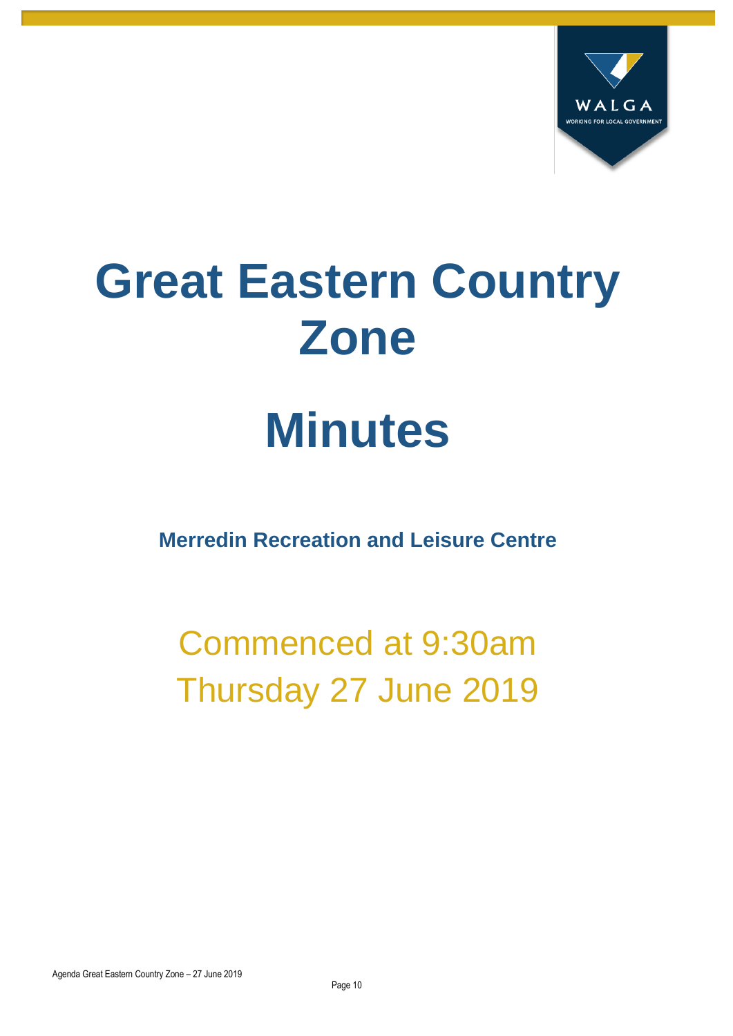# Great Eastern Country Zone

# Minutes

**Merredin Recreation and Leisure Centre**

Commenced at 9:30am
Thursday 27 June 2019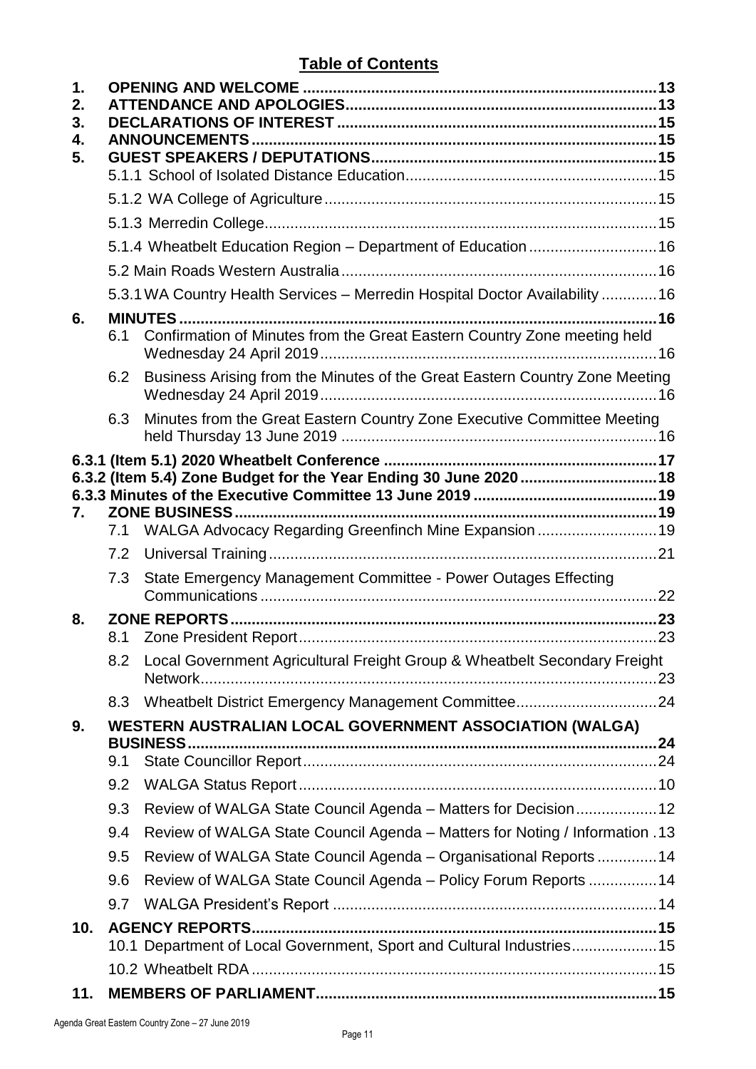# Table of Contents

| | | | |
|---|---|---|---|
| **1.** | **OPENING AND WELCOME** | | **13** |
| **2.** | **ATTENDANCE AND APOLOGIES** | | **13** |
| **3.** | **DECLARATIONS OF INTEREST** | | **15** |
| **4.** | **ANNOUNCEMENTS** | | **15** |
| **5.** | **GUEST SPEAKERS / DEPUTATIONS** | | **15** |
| | 5.1.1 | School of Isolated Distance Education | 15 |
| | 5.1.2 | WA College of Agriculture | 15 |
| | 5.1.3 | Merredin College | 15 |
| | 5.1.4 | Wheatbelt Education Region – Department of Education | 16 |
| | 5.2 | Main Roads Western Australia | 16 |
| | 5.3.1 | WA Country Health Services – Merredin Hospital Doctor Availability | 16 |
| **6.** | **MINUTES** | | **16** |
| | 6.1 | Confirmation of Minutes from the Great Eastern Country Zone meeting held Wednesday 24 April 2019 | 16 |
| | 6.2 | Business Arising from the Minutes of the Great Eastern Country Zone Meeting Wednesday 24 April 2019 | 16 |
| | 6.3 | Minutes from the Great Eastern Country Zone Executive Committee Meeting held Thursday 13 June 2019 | 16 |
| **6.3.1** | **(Item 5.1) 2020 Wheatbelt Conference** | | **17** |
| **6.3.2** | **(Item 5.4) Zone Budget for the Year Ending 30 June 2020** | | **18** |
| **6.3.3** | **Minutes of the Executive Committee 13 June 2019** | | **19** |
| **7.** | **ZONE BUSINESS** | | **19** |
| | 7.1 | WALGA Advocacy Regarding Greenfinch Mine Expansion | 19 |
| | 7.2 | Universal Training | 21 |
| | 7.3 | State Emergency Management Committee - Power Outages Effecting Communications | 22 |
| **8.** | **ZONE REPORTS** | | **23** |
| | 8.1 | Zone President Report | 23 |
| | 8.2 | Local Government Agricultural Freight Group & Wheatbelt Secondary Freight Network | 23 |
| | 8.3 | Wheatbelt District Emergency Management Committee | 24 |
| **9.** | **WESTERN AUSTRALIAN LOCAL GOVERNMENT ASSOCIATION (WALGA) BUSINESS** | | **24** |
| | 9.1 | State Councillor Report | 24 |
| | 9.2 | WALGA Status Report | 10 |
| | 9.3 | Review of WALGA State Council Agenda – Matters for Decision | 12 |
| | 9.4 | Review of WALGA State Council Agenda – Matters for Noting / Information | 13 |
| | 9.5 | Review of WALGA State Council Agenda – Organisational Reports | 14 |
| | 9.6 | Review of WALGA State Council Agenda – Policy Forum Reports | 14 |
| | 9.7 | WALGA President's Report | 14 |
| **10.** | **AGENCY REPORTS** | | **15** |
| | 10.1 | Department of Local Government, Sport and Cultural Industries | 15 |
| | 10.2 | Wheatbelt RDA | 15 |
| **11.** | **MEMBERS OF PARLIAMENT** | | **15** |

Agenda Great Eastern Country Zone – 27 June 2019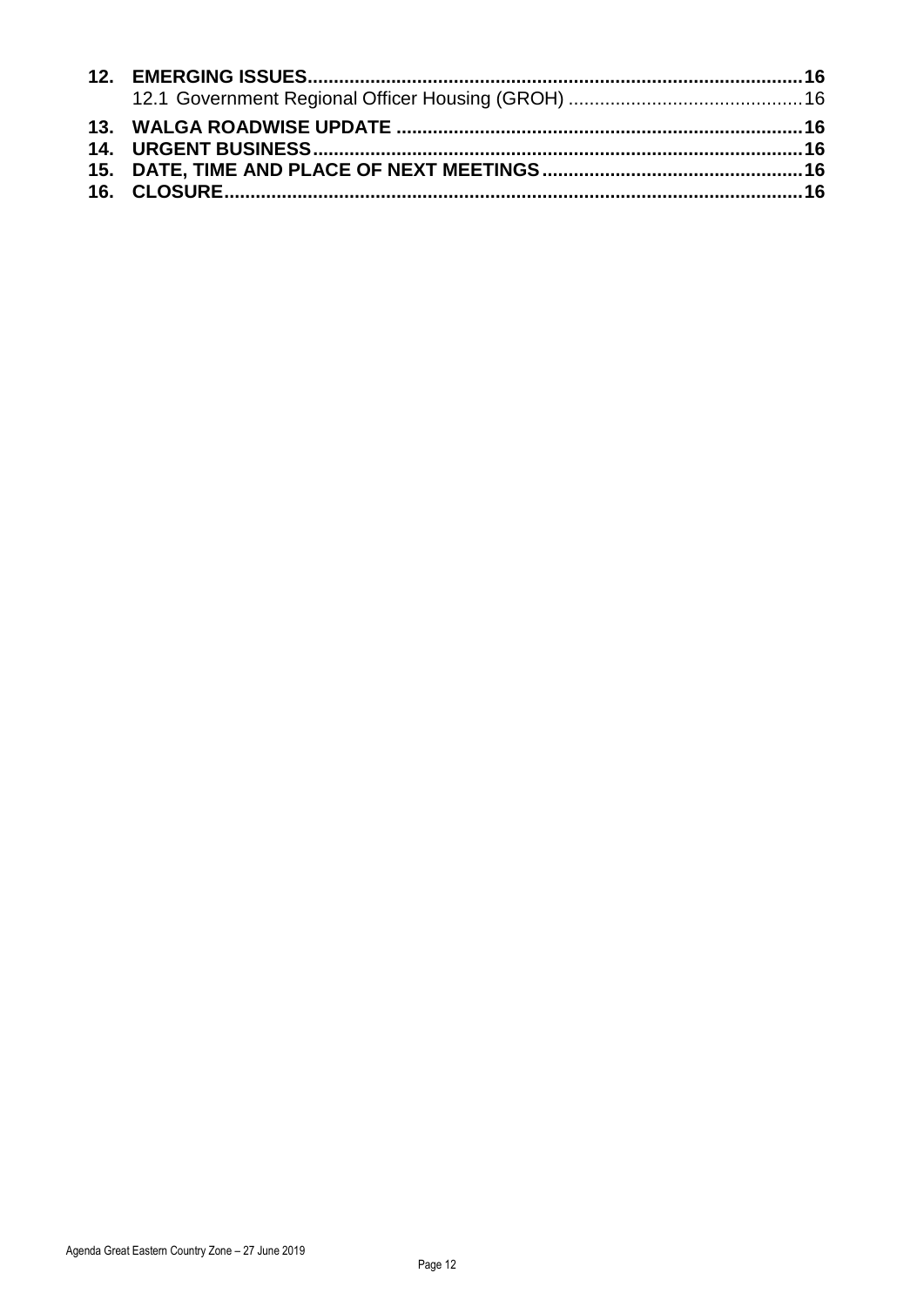**12. EMERGING ISSUES..........................................................................................16**

12.1 Government Regional Officer Housing (GROH) ............................................16

**13. WALGA ROADWISE UPDATE ............................................................................16**

**14. URGENT BUSINESS..........................................................................................16**

**15. DATE, TIME AND PLACE OF NEXT MEETINGS................................................16**

**16. CLOSURE............................................................................................................16**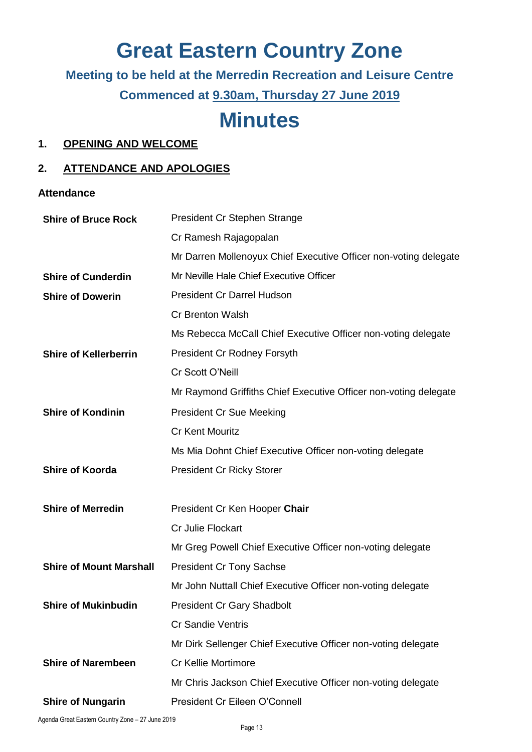# Great Eastern Country Zone

## Meeting to be held at the Merredin Recreation and Leisure Centre

## Commenced at 9.30am, Thursday 27 June 2019

# Minutes

## 1. OPENING AND WELCOME

## 2. ATTENDANCE AND APOLOGIES

### Attendance

| | |
|---|---|
| **Shire of Bruce Rock** | President Cr Stephen Strange |
| | Cr Ramesh Rajagopalan |
| | Mr Darren Mollenoyux Chief Executive Officer non-voting delegate |
| **Shire of Cunderdin** | Mr Neville Hale Chief Executive Officer |
| **Shire of Dowerin** | President Cr Darrel Hudson |
| | Cr Brenton Walsh |
| | Ms Rebecca McCall Chief Executive Officer non-voting delegate |
| **Shire of Kellerberrin** | President Cr Rodney Forsyth |
| | Cr Scott O'Neill |
| | Mr Raymond Griffiths Chief Executive Officer non-voting delegate |
| **Shire of Kondinin** | President Cr Sue Meeking |
| | Cr Kent Mouritz |
| | Ms Mia Dohnt Chief Executive Officer non-voting delegate |
| **Shire of Koorda** | President Cr Ricky Storer |
| **Shire of Merredin** | President Cr Ken Hooper **Chair** |
| | Cr Julie Flockart |
| | Mr Greg Powell Chief Executive Officer non-voting delegate |
| **Shire of Mount Marshall** | President Cr Tony Sachse |
| | Mr John Nuttall Chief Executive Officer non-voting delegate |
| **Shire of Mukinbudin** | President Cr Gary Shadbolt |
| | Cr Sandie Ventris |
| | Mr Dirk Sellenger Chief Executive Officer non-voting delegate |
| **Shire of Narembeen** | Cr Kellie Mortimore |
| | Mr Chris Jackson Chief Executive Officer non-voting delegate |
| **Shire of Nungarin** | President Cr Eileen O'Connell |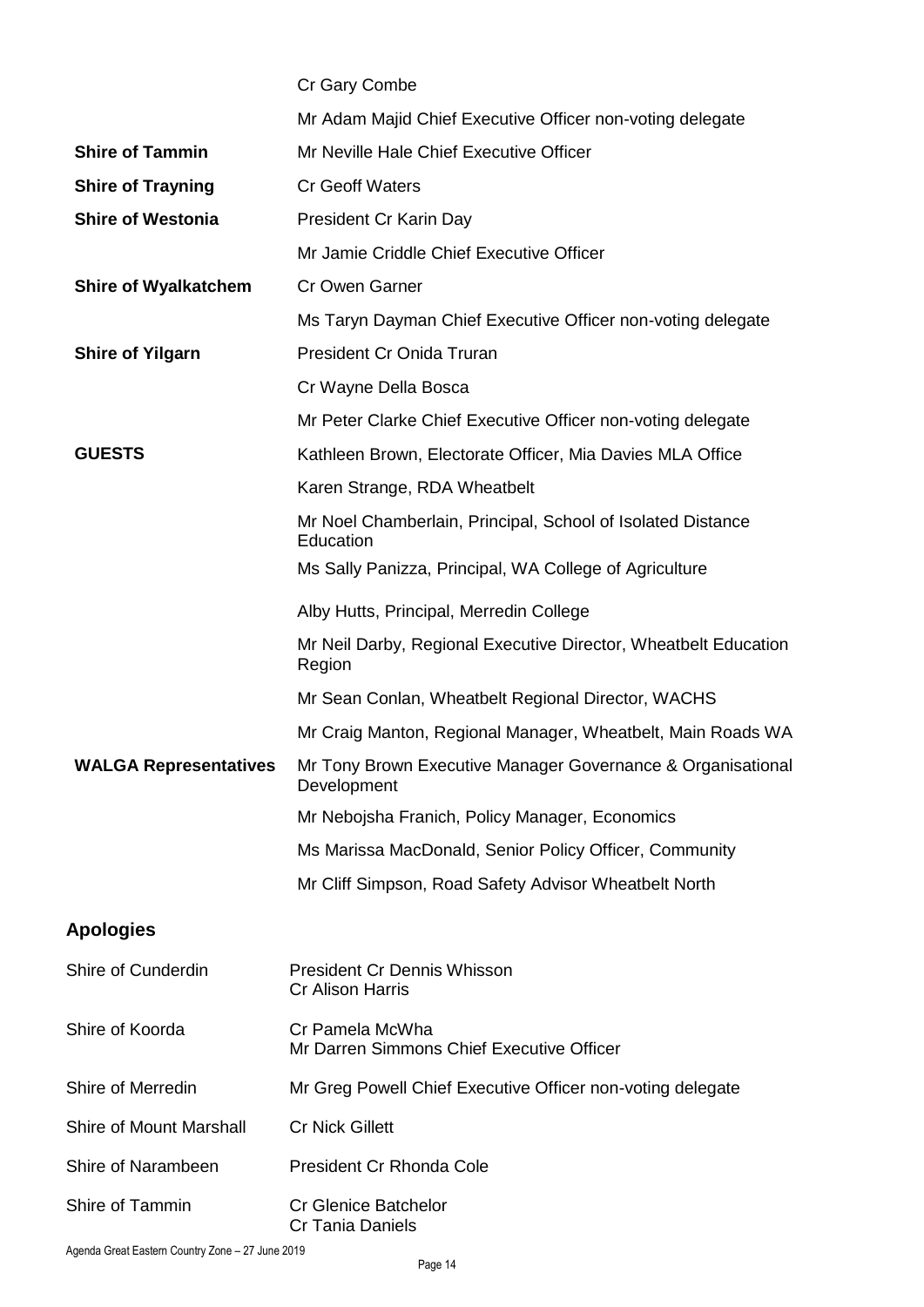| | |
|---|---|
| | Cr Gary Combe |
| | Mr Adam Majid Chief Executive Officer non-voting delegate |
| **Shire of Tammin** | Mr Neville Hale Chief Executive Officer |
| **Shire of Trayning** | Cr Geoff Waters |
| **Shire of Westonia** | President Cr Karin Day |
| | Mr Jamie Criddle Chief Executive Officer |
| **Shire of Wyalkatchem** | Cr Owen Garner |
| | Ms Taryn Dayman Chief Executive Officer non-voting delegate |
| **Shire of Yilgarn** | President Cr Onida Truran |
| | Cr Wayne Della Bosca |
| | Mr Peter Clarke Chief Executive Officer non-voting delegate |
| **GUESTS** | Kathleen Brown, Electorate Officer, Mia Davies MLA Office |
| | Karen Strange, RDA Wheatbelt |
| | Mr Noel Chamberlain, Principal, School of Isolated Distance Education |
| | Ms Sally Panizza, Principal, WA College of Agriculture |
| | Alby Hutts, Principal, Merredin College |
| | Mr Neil Darby, Regional Executive Director, Wheatbelt Education Region |
| | Mr Sean Conlan, Wheatbelt Regional Director, WACHS |
| | Mr Craig Manton, Regional Manager, Wheatbelt, Main Roads WA |
| **WALGA Representatives** | Mr Tony Brown Executive Manager Governance & Organisational Development |
| | Mr Nebojsha Franich, Policy Manager, Economics |
| | Ms Marissa MacDonald, Senior Policy Officer, Community |
| | Mr Cliff Simpson, Road Safety Advisor Wheatbelt North |

## Apologies

| | |
|---|---|
| Shire of Cunderdin | President Cr Dennis Whisson<br>Cr Alison Harris |
| Shire of Koorda | Cr Pamela McWha<br>Mr Darren Simmons Chief Executive Officer |
| Shire of Merredin | Mr Greg Powell Chief Executive Officer non-voting delegate |
| Shire of Mount Marshall | Cr Nick Gillett |
| Shire of Narambeen | President Cr Rhonda Cole |
| Shire of Tammin | Cr Glenice Batchelor<br>Cr Tania Daniels |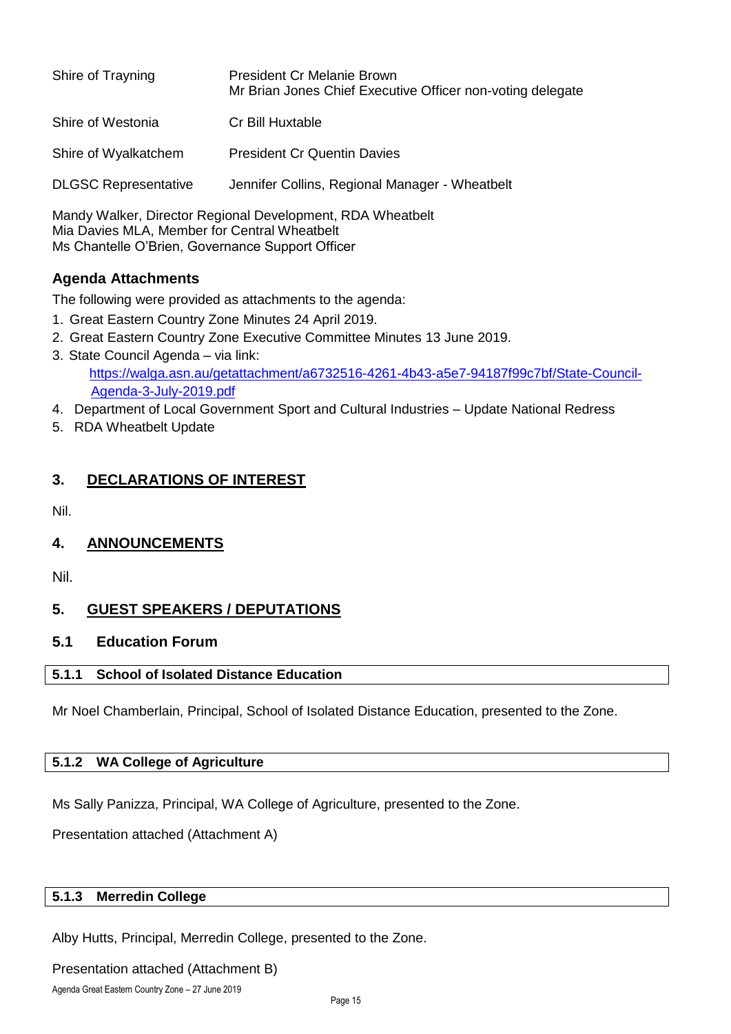| | |
|---|---|
| Shire of Trayning | President Cr Melanie Brown<br>Mr Brian Jones Chief Executive Officer non-voting delegate |
| Shire of Westonia | Cr Bill Huxtable |
| Shire of Wyalkatchem | President Cr Quentin Davies |
| DLGSC Representative | Jennifer Collins, Regional Manager - Wheatbelt |

Mandy Walker, Director Regional Development, RDA Wheatbelt
Mia Davies MLA, Member for Central Wheatbelt
Ms Chantelle O'Brien, Governance Support Officer

### Agenda Attachments

The following were provided as attachments to the agenda:

1. Great Eastern Country Zone Minutes 24 April 2019.
2. Great Eastern Country Zone Executive Committee Minutes 13 June 2019.
3. State Council Agenda – via link: [https://walga.asn.au/getattachment/a6732516-4261-4b43-a5e7-94187f99c7bf/State-Council-Agenda-3-July-2019.pdf](https://walga.asn.au/getattachment/a6732516-4261-4b43-a5e7-94187f99c7bf/State-Council-Agenda-3-July-2019.pdf)
4. Department of Local Government Sport and Cultural Industries – Update National Redress
5. RDA Wheatbelt Update

## 3. DECLARATIONS OF INTEREST

Nil.

## 4. ANNOUNCEMENTS

Nil.

## 5. GUEST SPEAKERS / DEPUTATIONS

### 5.1 Education Forum

#### 5.1.1 School of Isolated Distance Education

Mr Noel Chamberlain, Principal, School of Isolated Distance Education, presented to the Zone.

#### 5.1.2 WA College of Agriculture

Ms Sally Panizza, Principal, WA College of Agriculture, presented to the Zone.

Presentation attached (Attachment A)

#### 5.1.3 Merredin College

Alby Hutts, Principal, Merredin College, presented to the Zone.

Presentation attached (Attachment B)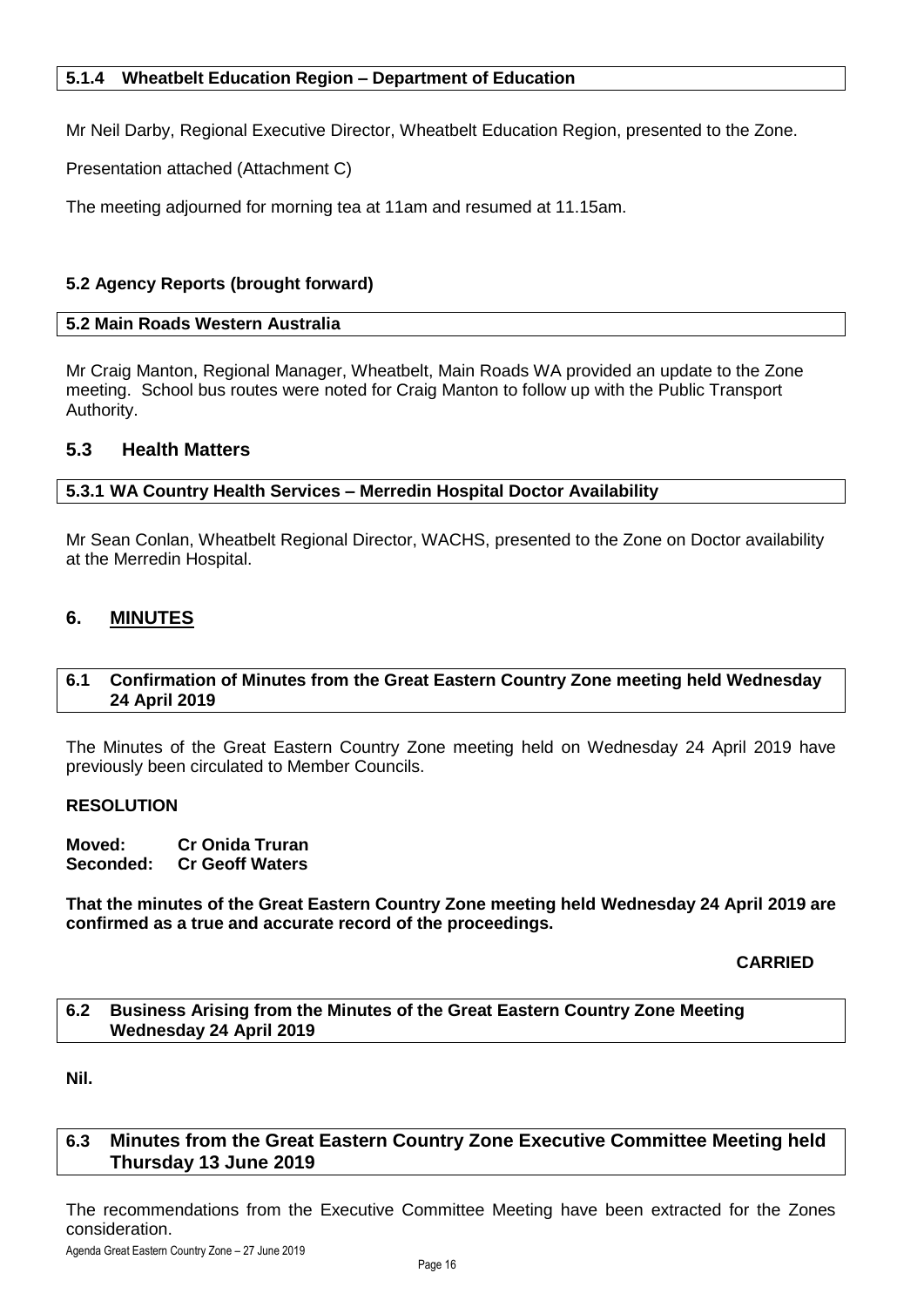#### 5.1.4 Wheatbelt Education Region – Department of Education

Mr Neil Darby, Regional Executive Director, Wheatbelt Education Region, presented to the Zone.

Presentation attached (Attachment C)

The meeting adjourned for morning tea at 11am and resumed at 11.15am.

### 5.2 Agency Reports (brought forward)

#### 5.2 Main Roads Western Australia

Mr Craig Manton, Regional Manager, Wheatbelt, Main Roads WA provided an update to the Zone meeting. School bus routes were noted for Craig Manton to follow up with the Public Transport Authority.

### 5.3 Health Matters

#### 5.3.1 WA Country Health Services – Merredin Hospital Doctor Availability

Mr Sean Conlan, Wheatbelt Regional Director, WACHS, presented to the Zone on Doctor availability at the Merredin Hospital.

## 6. MINUTES

#### 6.1 Confirmation of Minutes from the Great Eastern Country Zone meeting held Wednesday 24 April 2019

The Minutes of the Great Eastern Country Zone meeting held on Wednesday 24 April 2019 have previously been circulated to Member Councils.

**RESOLUTION**

**Moved: Cr Onida Truran**
**Seconded: Cr Geoff Waters**

**That the minutes of the Great Eastern Country Zone meeting held Wednesday 24 April 2019 are confirmed as a true and accurate record of the proceedings.**

**CARRIED**

#### 6.2 Business Arising from the Minutes of the Great Eastern Country Zone Meeting Wednesday 24 April 2019

**Nil.**

### 6.3 Minutes from the Great Eastern Country Zone Executive Committee Meeting held Thursday 13 June 2019

The recommendations from the Executive Committee Meeting have been extracted for the Zones consideration.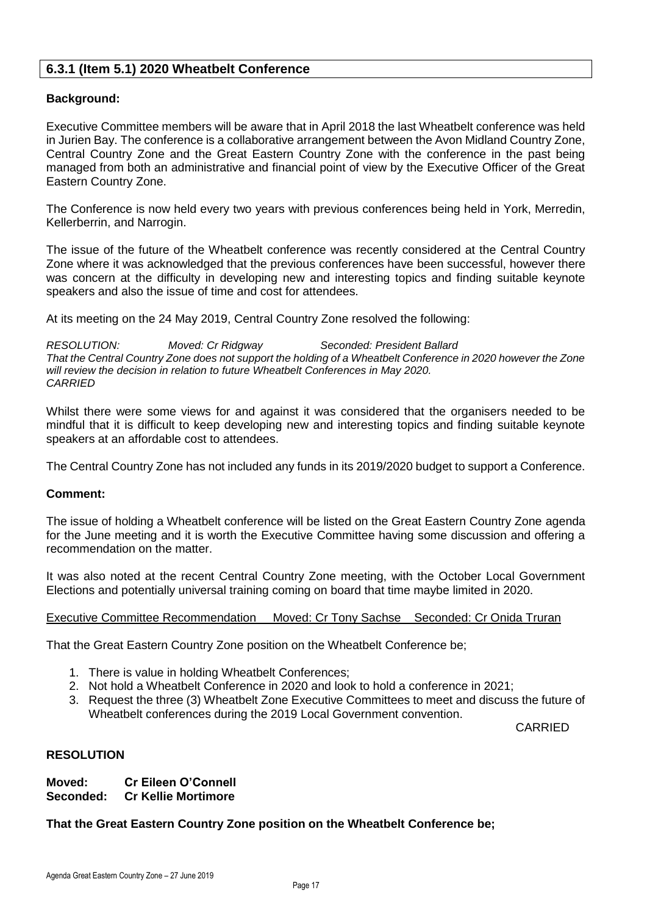## 6.3.1 (Item 5.1) 2020 Wheatbelt Conference

**Background:**

Executive Committee members will be aware that in April 2018 the last Wheatbelt conference was held in Jurien Bay. The conference is a collaborative arrangement between the Avon Midland Country Zone, Central Country Zone and the Great Eastern Country Zone with the conference in the past being managed from both an administrative and financial point of view by the Executive Officer of the Great Eastern Country Zone.

The Conference is now held every two years with previous conferences being held in York, Merredin, Kellerberrin, and Narrogin.

The issue of the future of the Wheatbelt conference was recently considered at the Central Country Zone where it was acknowledged that the previous conferences have been successful, however there was concern at the difficulty in developing new and interesting topics and finding suitable keynote speakers and also the issue of time and cost for attendees.

At its meeting on the 24 May 2019, Central Country Zone resolved the following:

*RESOLUTION: Moved: Cr Ridgway Seconded: President Ballard*
*That the Central Country Zone does not support the holding of a Wheatbelt Conference in 2020 however the Zone will review the decision in relation to future Wheatbelt Conferences in May 2020.*
*CARRIED*

Whilst there were some views for and against it was considered that the organisers needed to be mindful that it is difficult to keep developing new and interesting topics and finding suitable keynote speakers at an affordable cost to attendees.

The Central Country Zone has not included any funds in its 2019/2020 budget to support a Conference.

**Comment:**

The issue of holding a Wheatbelt conference will be listed on the Great Eastern Country Zone agenda for the June meeting and it is worth the Executive Committee having some discussion and offering a recommendation on the matter.

It was also noted at the recent Central Country Zone meeting, with the October Local Government Elections and potentially universal training coming on board that time maybe limited in 2020.

Executive Committee Recommendation Moved: Cr Tony Sachse Seconded: Cr Onida Truran

That the Great Eastern Country Zone position on the Wheatbelt Conference be;

1. There is value in holding Wheatbelt Conferences;
2. Not hold a Wheatbelt Conference in 2020 and look to hold a conference in 2021;
3. Request the three (3) Wheatbelt Zone Executive Committees to meet and discuss the future of Wheatbelt conferences during the 2019 Local Government convention.

CARRIED

**RESOLUTION**

**Moved: Cr Eileen O'Connell**
**Seconded: Cr Kellie Mortimore**

**That the Great Eastern Country Zone position on the Wheatbelt Conference be;**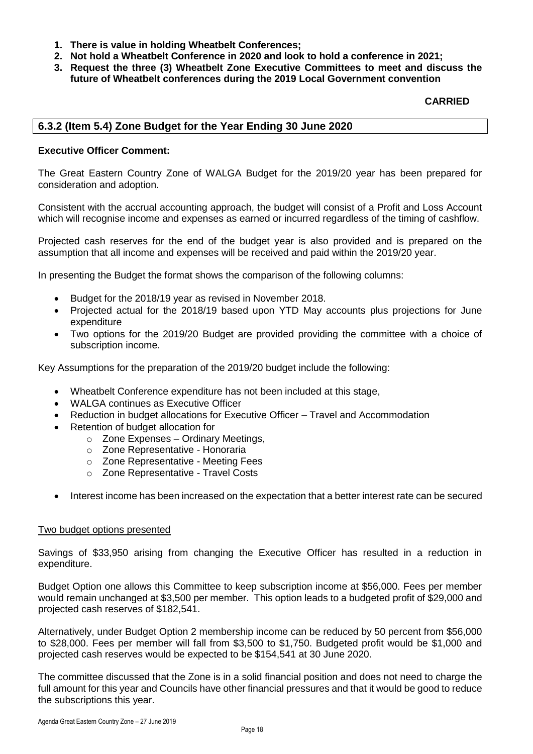1. **There is value in holding Wheatbelt Conferences;**
2. **Not hold a Wheatbelt Conference in 2020 and look to hold a conference in 2021;**
3. **Request the three (3) Wheatbelt Zone Executive Committees to meet and discuss the future of Wheatbelt conferences during the 2019 Local Government convention**

**CARRIED**

## 6.3.2 (Item 5.4) Zone Budget for the Year Ending 30 June 2020

**Executive Officer Comment:**

The Great Eastern Country Zone of WALGA Budget for the 2019/20 year has been prepared for consideration and adoption.

Consistent with the accrual accounting approach, the budget will consist of a Profit and Loss Account which will recognise income and expenses as earned or incurred regardless of the timing of cashflow.

Projected cash reserves for the end of the budget year is also provided and is prepared on the assumption that all income and expenses will be received and paid within the 2019/20 year.

In presenting the Budget the format shows the comparison of the following columns:

- Budget for the 2018/19 year as revised in November 2018.
- Projected actual for the 2018/19 based upon YTD May accounts plus projections for June expenditure
- Two options for the 2019/20 Budget are provided providing the committee with a choice of subscription income.

Key Assumptions for the preparation of the 2019/20 budget include the following:

- Wheatbelt Conference expenditure has not been included at this stage,
- WALGA continues as Executive Officer
- Reduction in budget allocations for Executive Officer – Travel and Accommodation
- Retention of budget allocation for
  - Zone Expenses – Ordinary Meetings,
  - Zone Representative - Honoraria
  - Zone Representative - Meeting Fees
  - Zone Representative - Travel Costs
- Interest income has been increased on the expectation that a better interest rate can be secured

Two budget options presented

Savings of $33,950 arising from changing the Executive Officer has resulted in a reduction in expenditure.

Budget Option one allows this Committee to keep subscription income at $56,000. Fees per member would remain unchanged at $3,500 per member. This option leads to a budgeted profit of $29,000 and projected cash reserves of $182,541.

Alternatively, under Budget Option 2 membership income can be reduced by 50 percent from $56,000 to $28,000. Fees per member will fall from $3,500 to $1,750. Budgeted profit would be $1,000 and projected cash reserves would be expected to be $154,541 at 30 June 2020.

The committee discussed that the Zone is in a solid financial position and does not need to charge the full amount for this year and Councils have other financial pressures and that it would be good to reduce the subscriptions this year.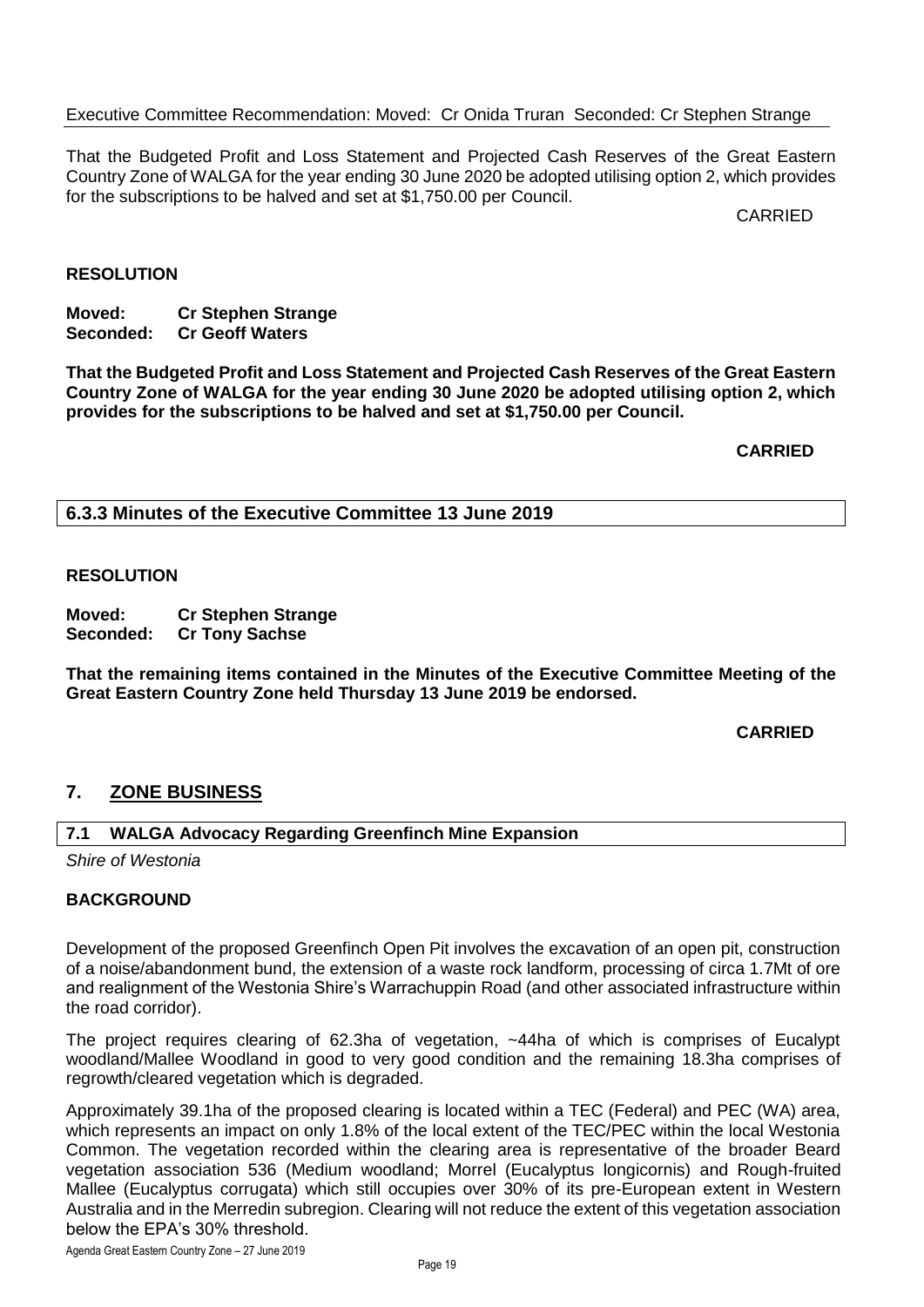Executive Committee Recommendation: Moved: Cr Onida Truran Seconded: Cr Stephen Strange

That the Budgeted Profit and Loss Statement and Projected Cash Reserves of the Great Eastern Country Zone of WALGA for the year ending 30 June 2020 be adopted utilising option 2, which provides for the subscriptions to be halved and set at $1,750.00 per Council.

CARRIED

**RESOLUTION**

**Moved: Cr Stephen Strange**
**Seconded: Cr Geoff Waters**

**That the Budgeted Profit and Loss Statement and Projected Cash Reserves of the Great Eastern Country Zone of WALGA for the year ending 30 June 2020 be adopted utilising option 2, which provides for the subscriptions to be halved and set at $1,750.00 per Council.**

**CARRIED**

### 6.3.3 Minutes of the Executive Committee 13 June 2019

**RESOLUTION**

**Moved: Cr Stephen Strange**
**Seconded: Cr Tony Sachse**

**That the remaining items contained in the Minutes of the Executive Committee Meeting of the Great Eastern Country Zone held Thursday 13 June 2019 be endorsed.**

**CARRIED**

## 7. ZONE BUSINESS

### 7.1 WALGA Advocacy Regarding Greenfinch Mine Expansion

*Shire of Westonia*

**BACKGROUND**

Development of the proposed Greenfinch Open Pit involves the excavation of an open pit, construction of a noise/abandonment bund, the extension of a waste rock landform, processing of circa 1.7Mt of ore and realignment of the Westonia Shire's Warrachuppin Road (and other associated infrastructure within the road corridor).

The project requires clearing of 62.3ha of vegetation, ~44ha of which is comprises of Eucalypt woodland/Mallee Woodland in good to very good condition and the remaining 18.3ha comprises of regrowth/cleared vegetation which is degraded.

Approximately 39.1ha of the proposed clearing is located within a TEC (Federal) and PEC (WA) area, which represents an impact on only 1.8% of the local extent of the TEC/PEC within the local Westonia Common. The vegetation recorded within the clearing area is representative of the broader Beard vegetation association 536 (Medium woodland; Morrel (Eucalyptus longicornis) and Rough-fruited Mallee (Eucalyptus corrugata) which still occupies over 30% of its pre-European extent in Western Australia and in the Merredin subregion. Clearing will not reduce the extent of this vegetation association below the EPA's 30% threshold.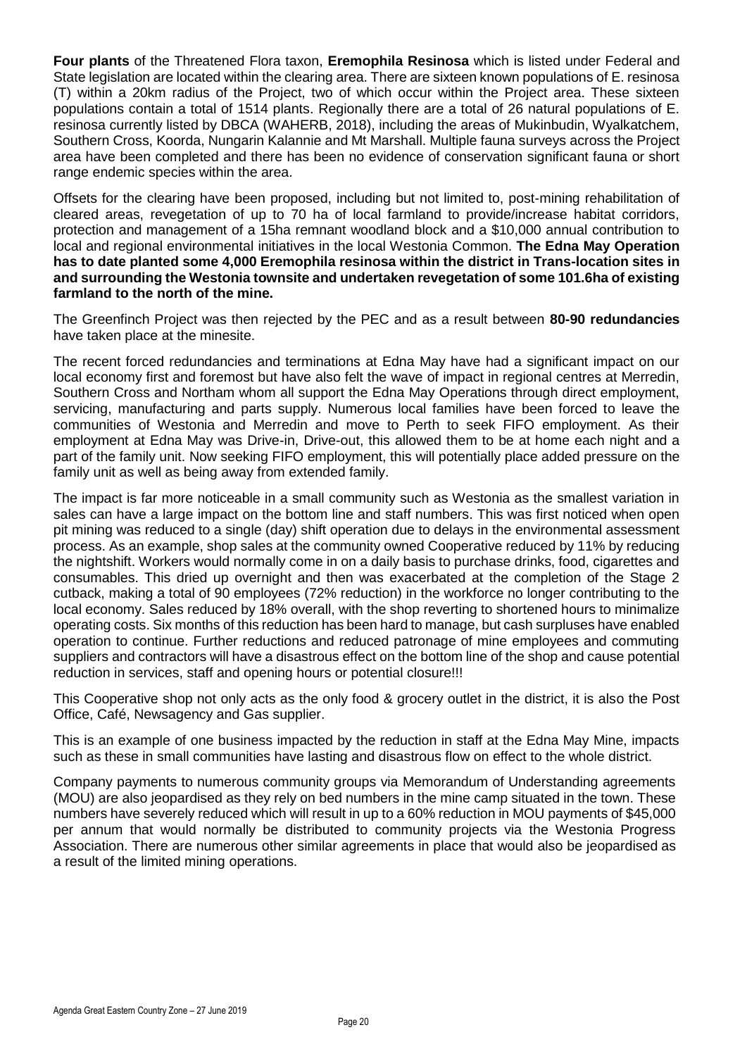**Four plants** of the Threatened Flora taxon, **Eremophila Resinosa** which is listed under Federal and State legislation are located within the clearing area. There are sixteen known populations of E. resinosa (T) within a 20km radius of the Project, two of which occur within the Project area. These sixteen populations contain a total of 1514 plants. Regionally there are a total of 26 natural populations of E. resinosa currently listed by DBCA (WAHERB, 2018), including the areas of Mukinbudin, Wyalkatchem, Southern Cross, Koorda, Nungarin Kalannie and Mt Marshall. Multiple fauna surveys across the Project area have been completed and there has been no evidence of conservation significant fauna or short range endemic species within the area.

Offsets for the clearing have been proposed, including but not limited to, post-mining rehabilitation of cleared areas, revegetation of up to 70 ha of local farmland to provide/increase habitat corridors, protection and management of a 15ha remnant woodland block and a $10,000 annual contribution to local and regional environmental initiatives in the local Westonia Common. **The Edna May Operation has to date planted some 4,000 Eremophila resinosa within the district in Trans-location sites in and surrounding the Westonia townsite and undertaken revegetation of some 101.6ha of existing farmland to the north of the mine.**

The Greenfinch Project was then rejected by the PEC and as a result between **80-90 redundancies** have taken place at the minesite.

The recent forced redundancies and terminations at Edna May have had a significant impact on our local economy first and foremost but have also felt the wave of impact in regional centres at Merredin, Southern Cross and Northam whom all support the Edna May Operations through direct employment, servicing, manufacturing and parts supply. Numerous local families have been forced to leave the communities of Westonia and Merredin and move to Perth to seek FIFO employment. As their employment at Edna May was Drive-in, Drive-out, this allowed them to be at home each night and a part of the family unit. Now seeking FIFO employment, this will potentially place added pressure on the family unit as well as being away from extended family.

The impact is far more noticeable in a small community such as Westonia as the smallest variation in sales can have a large impact on the bottom line and staff numbers. This was first noticed when open pit mining was reduced to a single (day) shift operation due to delays in the environmental assessment process. As an example, shop sales at the community owned Cooperative reduced by 11% by reducing the nightshift. Workers would normally come in on a daily basis to purchase drinks, food, cigarettes and consumables. This dried up overnight and then was exacerbated at the completion of the Stage 2 cutback, making a total of 90 employees (72% reduction) in the workforce no longer contributing to the local economy. Sales reduced by 18% overall, with the shop reverting to shortened hours to minimalize operating costs. Six months of this reduction has been hard to manage, but cash surpluses have enabled operation to continue. Further reductions and reduced patronage of mine employees and commuting suppliers and contractors will have a disastrous effect on the bottom line of the shop and cause potential reduction in services, staff and opening hours or potential closure!!!

This Cooperative shop not only acts as the only food & grocery outlet in the district, it is also the Post Office, Café, Newsagency and Gas supplier.

This is an example of one business impacted by the reduction in staff at the Edna May Mine, impacts such as these in small communities have lasting and disastrous flow on effect to the whole district.

Company payments to numerous community groups via Memorandum of Understanding agreements (MOU) are also jeopardised as they rely on bed numbers in the mine camp situated in the town. These numbers have severely reduced which will result in up to a 60% reduction in MOU payments of $45,000 per annum that would normally be distributed to community projects via the Westonia Progress Association. There are numerous other similar agreements in place that would also be jeopardised as a result of the limited mining operations.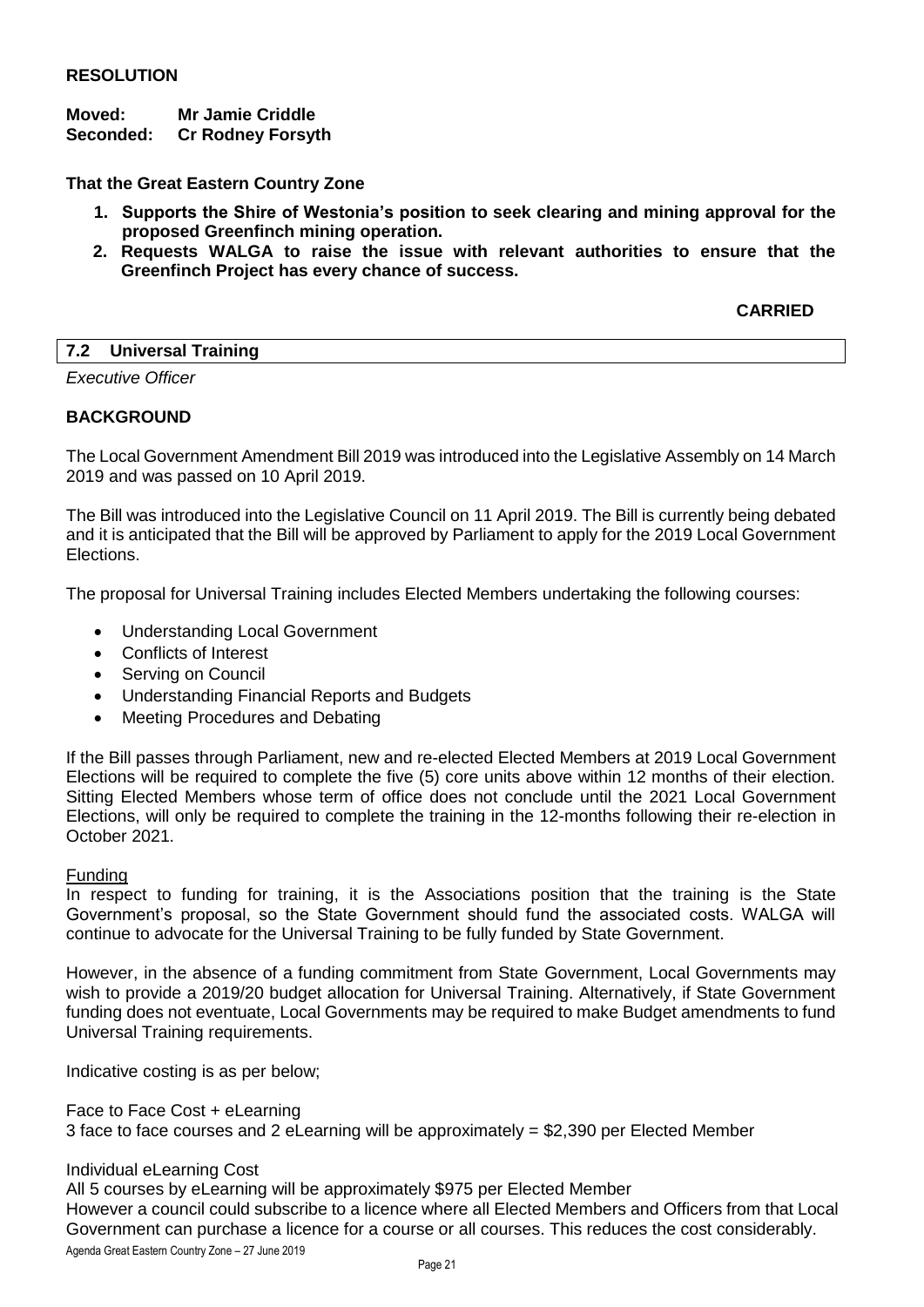**RESOLUTION**

**Moved: Mr Jamie Criddle**
**Seconded: Cr Rodney Forsyth**

**That the Great Eastern Country Zone**

1. **Supports the Shire of Westonia's position to seek clearing and mining approval for the proposed Greenfinch mining operation.**
2. **Requests WALGA to raise the issue with relevant authorities to ensure that the Greenfinch Project has every chance of success.**

**CARRIED**

## 7.2 Universal Training

*Executive Officer*

### BACKGROUND

The Local Government Amendment Bill 2019 was introduced into the Legislative Assembly on 14 March 2019 and was passed on 10 April 2019.

The Bill was introduced into the Legislative Council on 11 April 2019. The Bill is currently being debated and it is anticipated that the Bill will be approved by Parliament to apply for the 2019 Local Government Elections.

The proposal for Universal Training includes Elected Members undertaking the following courses:

- Understanding Local Government
- Conflicts of Interest
- Serving on Council
- Understanding Financial Reports and Budgets
- Meeting Procedures and Debating

If the Bill passes through Parliament, new and re-elected Elected Members at 2019 Local Government Elections will be required to complete the five (5) core units above within 12 months of their election. Sitting Elected Members whose term of office does not conclude until the 2021 Local Government Elections, will only be required to complete the training in the 12-months following their re-election in October 2021.

Funding

In respect to funding for training, it is the Associations position that the training is the State Government's proposal, so the State Government should fund the associated costs. WALGA will continue to advocate for the Universal Training to be fully funded by State Government.

However, in the absence of a funding commitment from State Government, Local Governments may wish to provide a 2019/20 budget allocation for Universal Training. Alternatively, if State Government funding does not eventuate, Local Governments may be required to make Budget amendments to fund Universal Training requirements.

Indicative costing is as per below;

Face to Face Cost + eLearning
3 face to face courses and 2 eLearning will be approximately = $2,390 per Elected Member

Individual eLearning Cost
All 5 courses by eLearning will be approximately $975 per Elected Member
However a council could subscribe to a licence where all Elected Members and Officers from that Local Government can purchase a licence for a course or all courses. This reduces the cost considerably.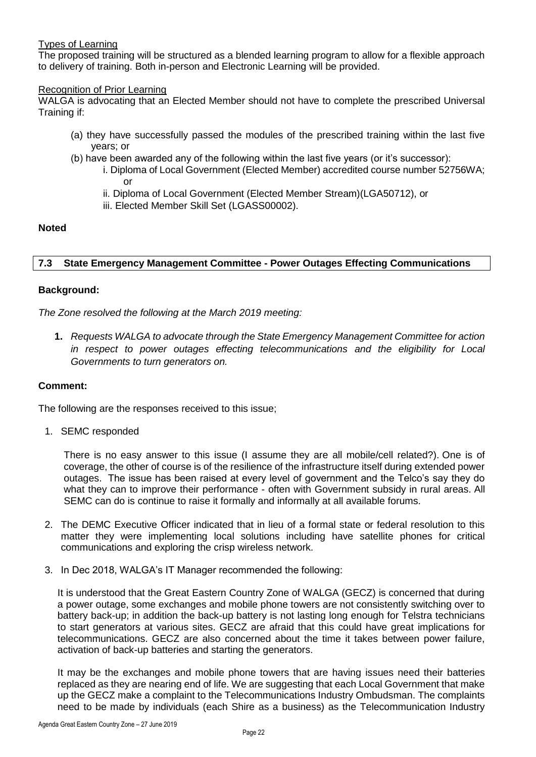Types of Learning
The proposed training will be structured as a blended learning program to allow for a flexible approach to delivery of training. Both in-person and Electronic Learning will be provided.

Recognition of Prior Learning
WALGA is advocating that an Elected Member should not have to complete the prescribed Universal Training if:

(a) they have successfully passed the modules of the prescribed training within the last five years; or
(b) have been awarded any of the following within the last five years (or it's successor):
  i. Diploma of Local Government (Elected Member) accredited course number 52756WA; or
  ii. Diploma of Local Government (Elected Member Stream)(LGA50712), or
  iii. Elected Member Skill Set (LGASS00002).

**Noted**

### 7.3 State Emergency Management Committee - Power Outages Effecting Communications

**Background:**

*The Zone resolved the following at the March 2019 meeting:*

1. *Requests WALGA to advocate through the State Emergency Management Committee for action in respect to power outages effecting telecommunications and the eligibility for Local Governments to turn generators on.*

**Comment:**

The following are the responses received to this issue;

1. SEMC responded

   There is no easy answer to this issue (I assume they are all mobile/cell related?). One is of coverage, the other of course is of the resilience of the infrastructure itself during extended power outages. The issue has been raised at every level of government and the Telco's say they do what they can to improve their performance - often with Government subsidy in rural areas. All SEMC can do is continue to raise it formally and informally at all available forums.

2. The DEMC Executive Officer indicated that in lieu of a formal state or federal resolution to this matter they were implementing local solutions including have satellite phones for critical communications and exploring the crisp wireless network.

3. In Dec 2018, WALGA's IT Manager recommended the following:

   It is understood that the Great Eastern Country Zone of WALGA (GECZ) is concerned that during a power outage, some exchanges and mobile phone towers are not consistently switching over to battery back-up; in addition the back-up battery is not lasting long enough for Telstra technicians to start generators at various sites. GECZ are afraid that this could have great implications for telecommunications. GECZ are also concerned about the time it takes between power failure, activation of back-up batteries and starting the generators.

   It may be the exchanges and mobile phone towers that are having issues need their batteries replaced as they are nearing end of life. We are suggesting that each Local Government that make up the GECZ make a complaint to the Telecommunications Industry Ombudsman. The complaints need to be made by individuals (each Shire as a business) as the Telecommunication Industry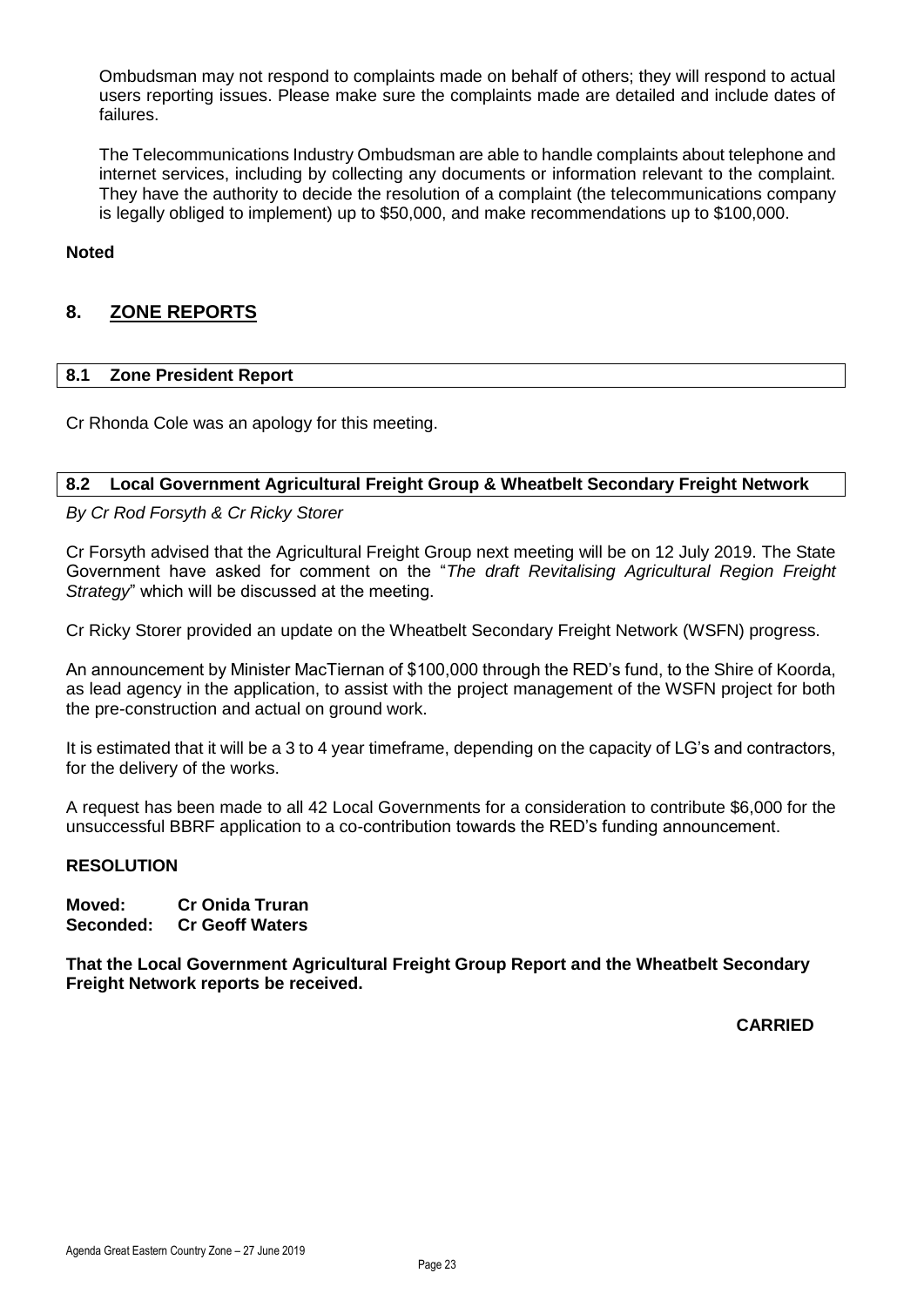Ombudsman may not respond to complaints made on behalf of others; they will respond to actual users reporting issues. Please make sure the complaints made are detailed and include dates of failures.

The Telecommunications Industry Ombudsman are able to handle complaints about telephone and internet services, including by collecting any documents or information relevant to the complaint. They have the authority to decide the resolution of a complaint (the telecommunications company is legally obliged to implement) up to $50,000, and make recommendations up to $100,000.

**Noted**

## 8. ZONE REPORTS

### 8.1 Zone President Report

Cr Rhonda Cole was an apology for this meeting.

### 8.2 Local Government Agricultural Freight Group & Wheatbelt Secondary Freight Network

*By Cr Rod Forsyth & Cr Ricky Storer*

Cr Forsyth advised that the Agricultural Freight Group next meeting will be on 12 July 2019. The State Government have asked for comment on the "*The draft Revitalising Agricultural Region Freight Strategy*" which will be discussed at the meeting.

Cr Ricky Storer provided an update on the Wheatbelt Secondary Freight Network (WSFN) progress.

An announcement by Minister MacTiernan of $100,000 through the RED's fund, to the Shire of Koorda, as lead agency in the application, to assist with the project management of the WSFN project for both the pre-construction and actual on ground work.

It is estimated that it will be a 3 to 4 year timeframe, depending on the capacity of LG's and contractors, for the delivery of the works.

A request has been made to all 42 Local Governments for a consideration to contribute $6,000 for the unsuccessful BBRF application to a co-contribution towards the RED's funding announcement.

**RESOLUTION**

**Moved: Cr Onida Truran**
**Seconded: Cr Geoff Waters**

**That the Local Government Agricultural Freight Group Report and the Wheatbelt Secondary Freight Network reports be received.**

**CARRIED**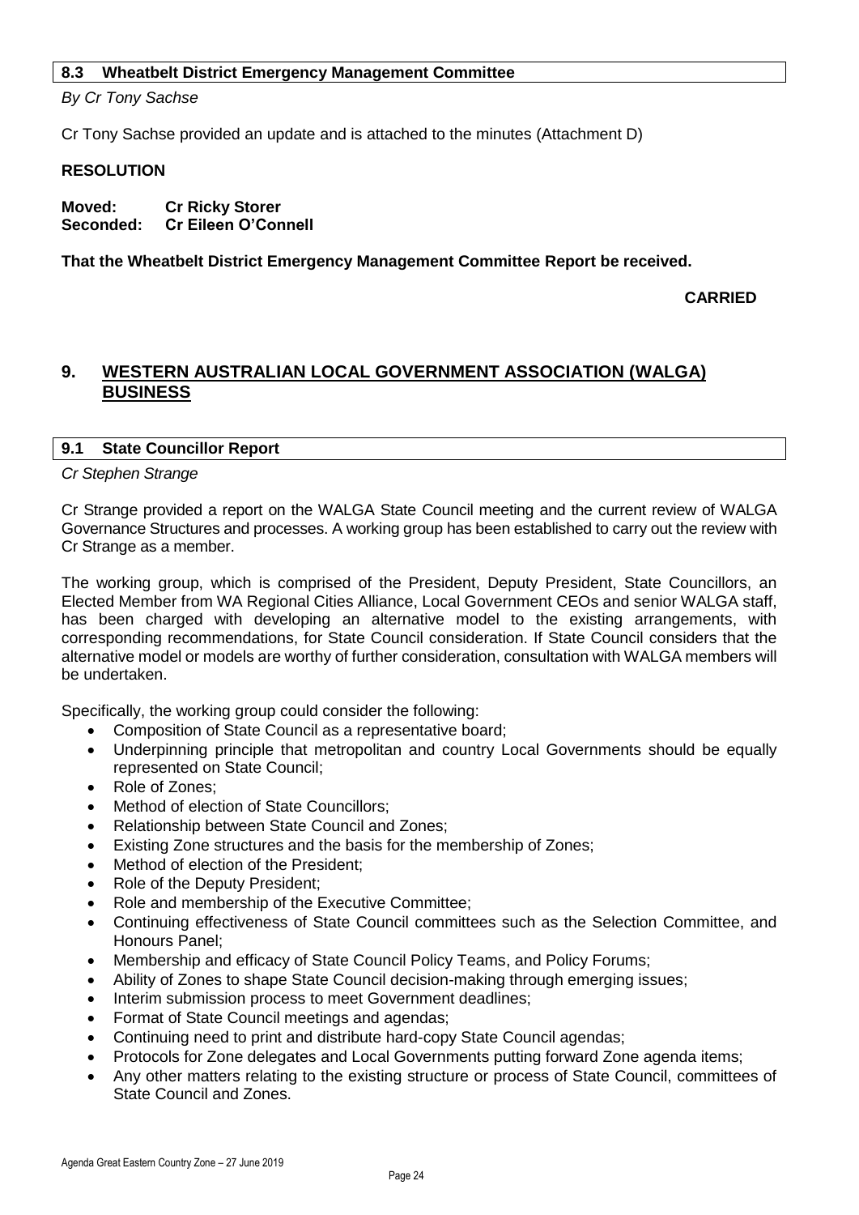### 8.3 Wheatbelt District Emergency Management Committee

*By Cr Tony Sachse*

Cr Tony Sachse provided an update and is attached to the minutes (Attachment D)

**RESOLUTION**

**Moved: Cr Ricky Storer**
**Seconded: Cr Eileen O'Connell**

**That the Wheatbelt District Emergency Management Committee Report be received.**

**CARRIED**

## 9. WESTERN AUSTRALIAN LOCAL GOVERNMENT ASSOCIATION (WALGA) BUSINESS

### 9.1 State Councillor Report

*Cr Stephen Strange*

Cr Strange provided a report on the WALGA State Council meeting and the current review of WALGA Governance Structures and processes. A working group has been established to carry out the review with Cr Strange as a member.

The working group, which is comprised of the President, Deputy President, State Councillors, an Elected Member from WA Regional Cities Alliance, Local Government CEOs and senior WALGA staff, has been charged with developing an alternative model to the existing arrangements, with corresponding recommendations, for State Council consideration. If State Council considers that the alternative model or models are worthy of further consideration, consultation with WALGA members will be undertaken.

Specifically, the working group could consider the following:

- Composition of State Council as a representative board;
- Underpinning principle that metropolitan and country Local Governments should be equally represented on State Council;
- Role of Zones;
- Method of election of State Councillors;
- Relationship between State Council and Zones;
- Existing Zone structures and the basis for the membership of Zones;
- Method of election of the President;
- Role of the Deputy President;
- Role and membership of the Executive Committee;
- Continuing effectiveness of State Council committees such as the Selection Committee, and Honours Panel;
- Membership and efficacy of State Council Policy Teams, and Policy Forums;
- Ability of Zones to shape State Council decision-making through emerging issues;
- Interim submission process to meet Government deadlines;
- Format of State Council meetings and agendas;
- Continuing need to print and distribute hard-copy State Council agendas;
- Protocols for Zone delegates and Local Governments putting forward Zone agenda items;
- Any other matters relating to the existing structure or process of State Council, committees of State Council and Zones.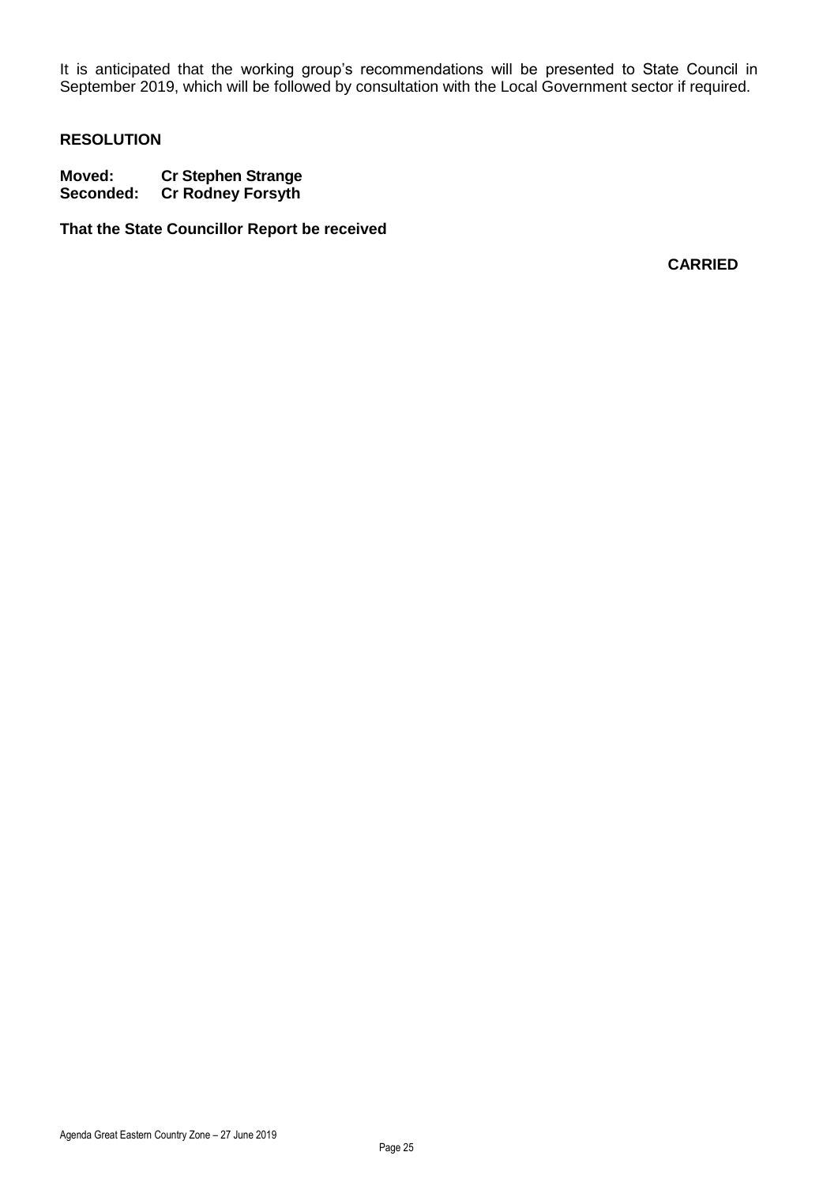It is anticipated that the working group's recommendations will be presented to State Council in September 2019, which will be followed by consultation with the Local Government sector if required.

**RESOLUTION**

**Moved: Cr Stephen Strange**
**Seconded: Cr Rodney Forsyth**

**That the State Councillor Report be received**

**CARRIED**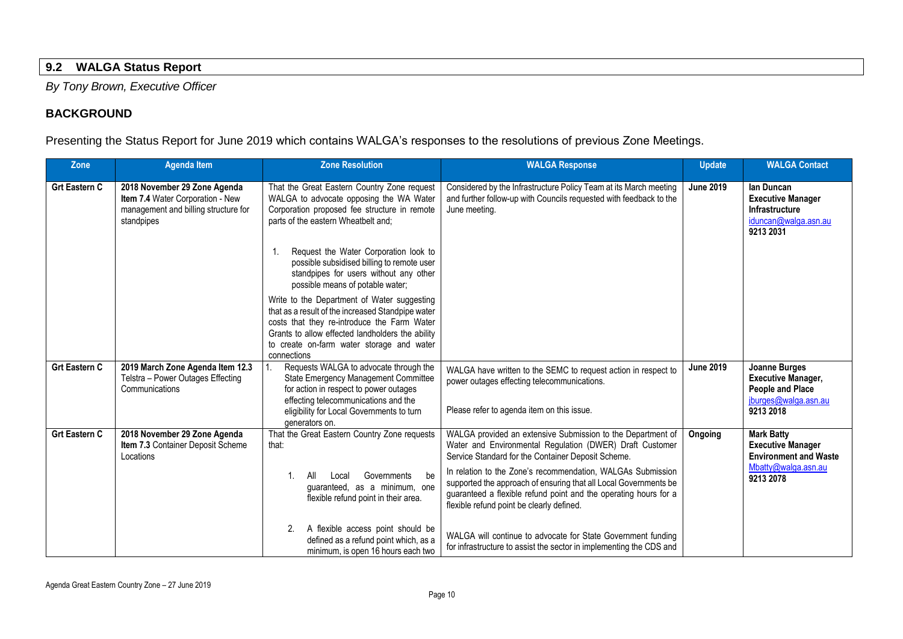## 9.2 WALGA Status Report

*By Tony Brown, Executive Officer*

### BACKGROUND

Presenting the Status Report for June 2019 which contains WALGA's responses to the resolutions of previous Zone Meetings.

| Zone | Agenda Item | Zone Resolution | WALGA Response | Update | WALGA Contact |
|---|---|---|---|---|---|
| **Grt Eastern C** | **2018 November 29 Zone Agenda Item 7.4** Water Corporation - New management and billing structure for standpipes | That the Great Eastern Country Zone request WALGA to advocate opposing the WA Water Corporation proposed fee structure in remote parts of the eastern Wheatbelt and;<br><br>1. Request the Water Corporation look to possible subsidised billing to remote user standpipes for users without any other possible means of potable water;<br><br>Write to the Department of Water suggesting that as a result of the increased Standpipe water costs that they re-introduce the Farm Water Grants to allow effected landholders the ability to create on-farm water storage and water connections | Considered by the Infrastructure Policy Team at its March meeting and further follow-up with Councils requested with feedback to the June meeting. | **June 2019** | **Ian Duncan**<br>**Executive Manager Infrastructure**<br>iduncan@walga.asn.au<br>**9213 2031** |
| **Grt Eastern C** | **2019 March Zone Agenda Item 12.3** Telstra – Power Outages Effecting Communications | 1. Requests WALGA to advocate through the State Emergency Management Committee for action in respect to power outages effecting telecommunications and the eligibility for Local Governments to turn generators on. | WALGA have written to the SEMC to request action in respect to power outages effecting telecommunications.<br><br>Please refer to agenda item on this issue. | **June 2019** | **Joanne Burges**<br>**Executive Manager, People and Place**<br>jburges@walga.asn.au<br>**9213 2018** |
| **Grt Eastern C** | **2018 November 29 Zone Agenda Item 7.3** Container Deposit Scheme Locations | That the Great Eastern Country Zone requests that:<br><br>1. All Local Governments be guaranteed, as a minimum, one flexible refund point in their area.<br><br>2. A flexible access point should be defined as a refund point which, as a minimum, is open 16 hours each two | WALGA provided an extensive Submission to the Department of Water and Environmental Regulation (DWER) Draft Customer Service Standard for the Container Deposit Scheme.<br><br>In relation to the Zone's recommendation, WALGAs Submission supported the approach of ensuring that all Local Governments be guaranteed a flexible refund point and the operating hours for a flexible refund point be clearly defined.<br><br>WALGA will continue to advocate for State Government funding for infrastructure to assist the sector in implementing the CDS and | **Ongoing** | **Mark Batty**<br>**Executive Manager Environment and Waste**<br>Mbatty@walga.asn.au<br>**9213 2078** |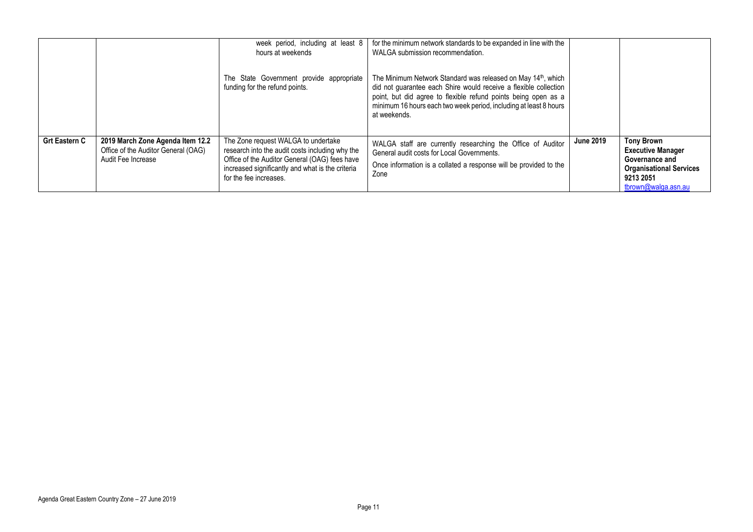|  |  |  |  |  |  |
|---|---|---|---|---|---|
|  |  | week period, including at least 8 hours at weekends<br><br>The State Government provide appropriate funding for the refund points. | for the minimum network standards to be expanded in line with the WALGA submission recommendation.<br><br>The Minimum Network Standard was released on May 14th, which did not guarantee each Shire would receive a flexible collection point, but did agree to flexible refund points being open as a minimum 16 hours each two week period, including at least 8 hours at weekends. |  |  |
| **Grt Eastern C** | **2019 March Zone Agenda Item 12.2** Office of the Auditor General (OAG) Audit Fee Increase | The Zone request WALGA to undertake research into the audit costs including why the Office of the Auditor General (OAG) fees have increased significantly and what is the criteria for the fee increases. | WALGA staff are currently researching the Office of Auditor General audit costs for Local Governments.<br><br>Once information is a collated a response will be provided to the Zone | **June 2019** | **Tony Brown Executive Manager Governance and Organisational Services 9213 2051** tbrown@walga.asn.au |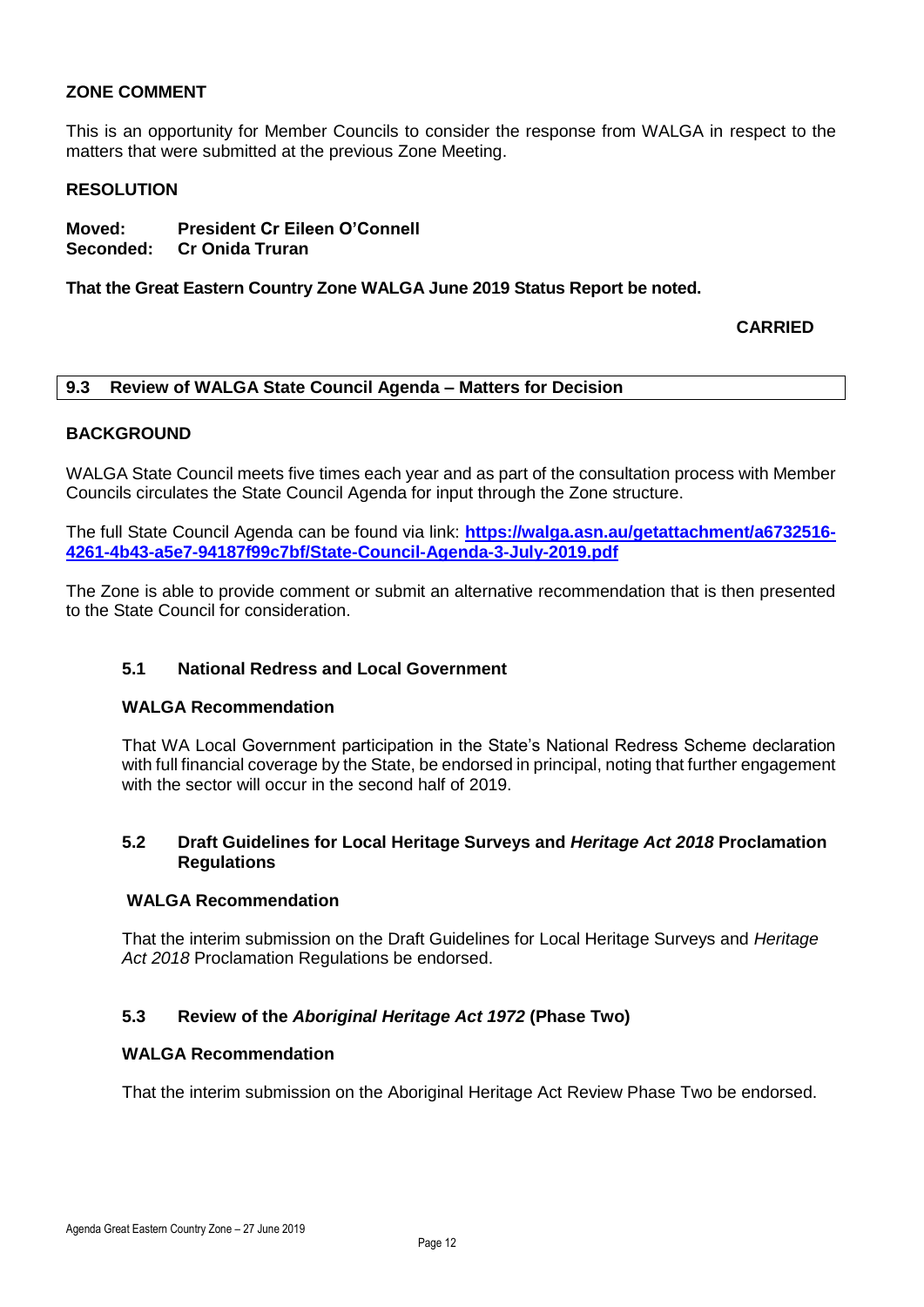## ZONE COMMENT

This is an opportunity for Member Councils to consider the response from WALGA in respect to the matters that were submitted at the previous Zone Meeting.

## RESOLUTION

**Moved: President Cr Eileen O'Connell**
**Seconded: Cr Onida Truran**

**That the Great Eastern Country Zone WALGA June 2019 Status Report be noted.**

**CARRIED**

## 9.3 Review of WALGA State Council Agenda – Matters for Decision

## BACKGROUND

WALGA State Council meets five times each year and as part of the consultation process with Member Councils circulates the State Council Agenda for input through the Zone structure.

The full State Council Agenda can be found via link: **https://walga.asn.au/getattachment/a6732516-4261-4b43-a5e7-94187f99c7bf/State-Council-Agenda-3-July-2019.pdf**

The Zone is able to provide comment or submit an alternative recommendation that is then presented to the State Council for consideration.

### 5.1 National Redress and Local Government

**WALGA Recommendation**

That WA Local Government participation in the State's National Redress Scheme declaration with full financial coverage by the State, be endorsed in principal, noting that further engagement with the sector will occur in the second half of 2019.

### 5.2 Draft Guidelines for Local Heritage Surveys and *Heritage Act 2018* Proclamation Regulations

**WALGA Recommendation**

That the interim submission on the Draft Guidelines for Local Heritage Surveys and *Heritage Act 2018* Proclamation Regulations be endorsed.

### 5.3 Review of the *Aboriginal Heritage Act 1972* (Phase Two)

**WALGA Recommendation**

That the interim submission on the Aboriginal Heritage Act Review Phase Two be endorsed.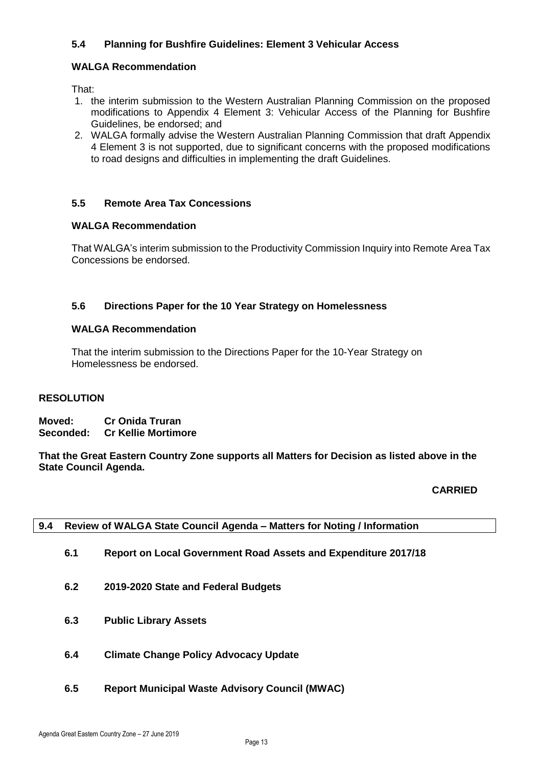### 5.4 Planning for Bushfire Guidelines: Element 3 Vehicular Access

**WALGA Recommendation**

That:

1. the interim submission to the Western Australian Planning Commission on the proposed modifications to Appendix 4 Element 3: Vehicular Access of the Planning for Bushfire Guidelines, be endorsed; and
2. WALGA formally advise the Western Australian Planning Commission that draft Appendix 4 Element 3 is not supported, due to significant concerns with the proposed modifications to road designs and difficulties in implementing the draft Guidelines.

### 5.5 Remote Area Tax Concessions

**WALGA Recommendation**

That WALGA's interim submission to the Productivity Commission Inquiry into Remote Area Tax Concessions be endorsed.

### 5.6 Directions Paper for the 10 Year Strategy on Homelessness

**WALGA Recommendation**

That the interim submission to the Directions Paper for the 10-Year Strategy on Homelessness be endorsed.

**RESOLUTION**

**Moved: Cr Onida Truran**
**Seconded: Cr Kellie Mortimore**

**That the Great Eastern Country Zone supports all Matters for Decision as listed above in the State Council Agenda.**

**CARRIED**

## 9.4 Review of WALGA State Council Agenda – Matters for Noting / Information

### 6.1 Report on Local Government Road Assets and Expenditure 2017/18

### 6.2 2019-2020 State and Federal Budgets

### 6.3 Public Library Assets

### 6.4 Climate Change Policy Advocacy Update

### 6.5 Report Municipal Waste Advisory Council (MWAC)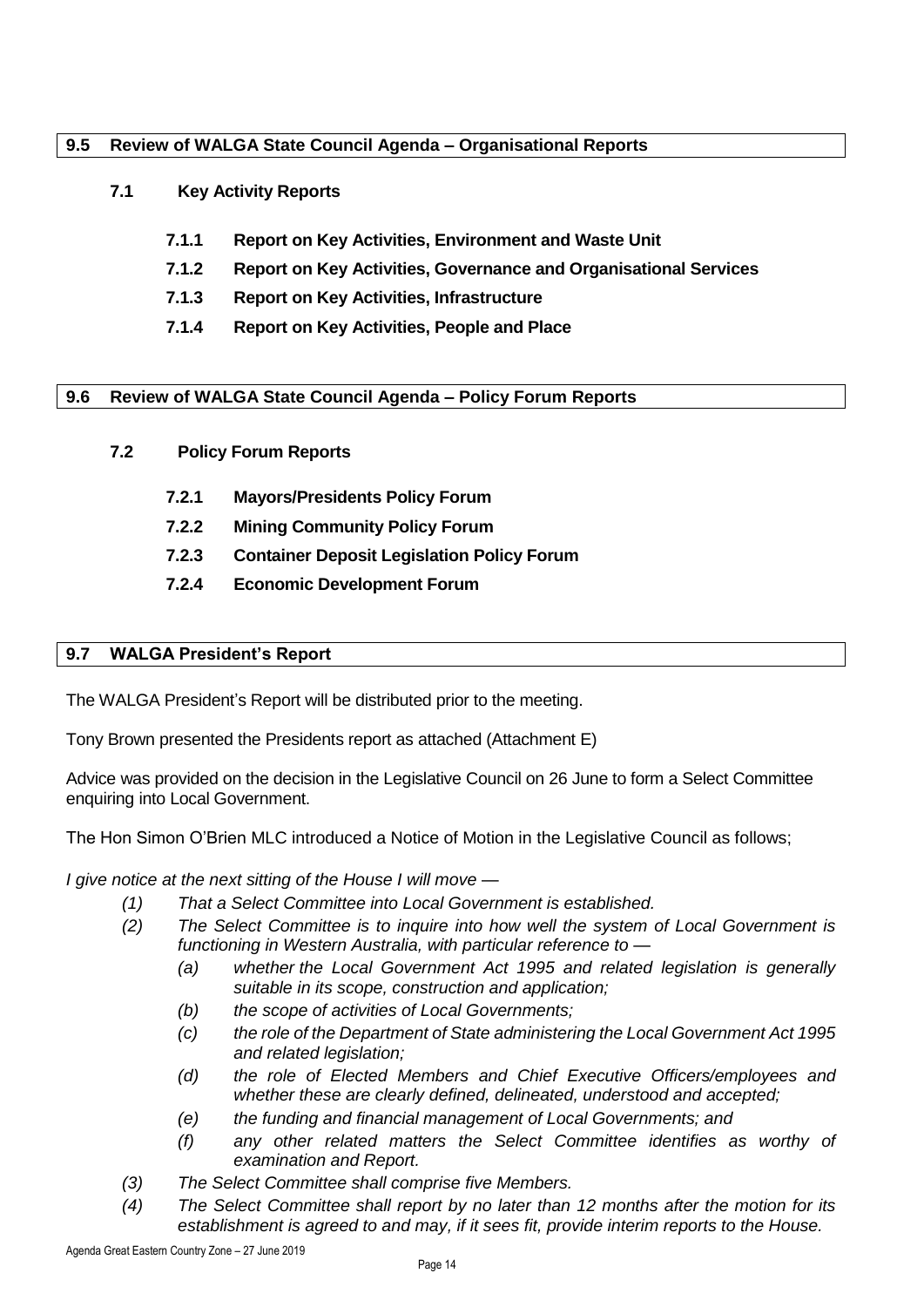## 9.5 Review of WALGA State Council Agenda – Organisational Reports

### 7.1 Key Activity Reports

**7.1.1 Report on Key Activities, Environment and Waste Unit**

**7.1.2 Report on Key Activities, Governance and Organisational Services**

**7.1.3 Report on Key Activities, Infrastructure**

**7.1.4 Report on Key Activities, People and Place**

## 9.6 Review of WALGA State Council Agenda – Policy Forum Reports

### 7.2 Policy Forum Reports

**7.2.1 Mayors/Presidents Policy Forum**

**7.2.2 Mining Community Policy Forum**

**7.2.3 Container Deposit Legislation Policy Forum**

**7.2.4 Economic Development Forum**

## 9.7 WALGA President's Report

The WALGA President's Report will be distributed prior to the meeting.

Tony Brown presented the Presidents report as attached (Attachment E)

Advice was provided on the decision in the Legislative Council on 26 June to form a Select Committee enquiring into Local Government.

The Hon Simon O'Brien MLC introduced a Notice of Motion in the Legislative Council as follows;

*I give notice at the next sitting of the House I will move —*

- *(1) That a Select Committee into Local Government is established.*
- *(2) The Select Committee is to inquire into how well the system of Local Government is functioning in Western Australia, with particular reference to —*
  - *(a) whether the Local Government Act 1995 and related legislation is generally suitable in its scope, construction and application;*
  - *(b) the scope of activities of Local Governments;*
  - *(c) the role of the Department of State administering the Local Government Act 1995 and related legislation;*
  - *(d) the role of Elected Members and Chief Executive Officers/employees and whether these are clearly defined, delineated, understood and accepted;*
  - *(e) the funding and financial management of Local Governments; and*
  - *(f) any other related matters the Select Committee identifies as worthy of examination and Report.*
- *(3) The Select Committee shall comprise five Members.*
- *(4) The Select Committee shall report by no later than 12 months after the motion for its establishment is agreed to and may, if it sees fit, provide interim reports to the House.*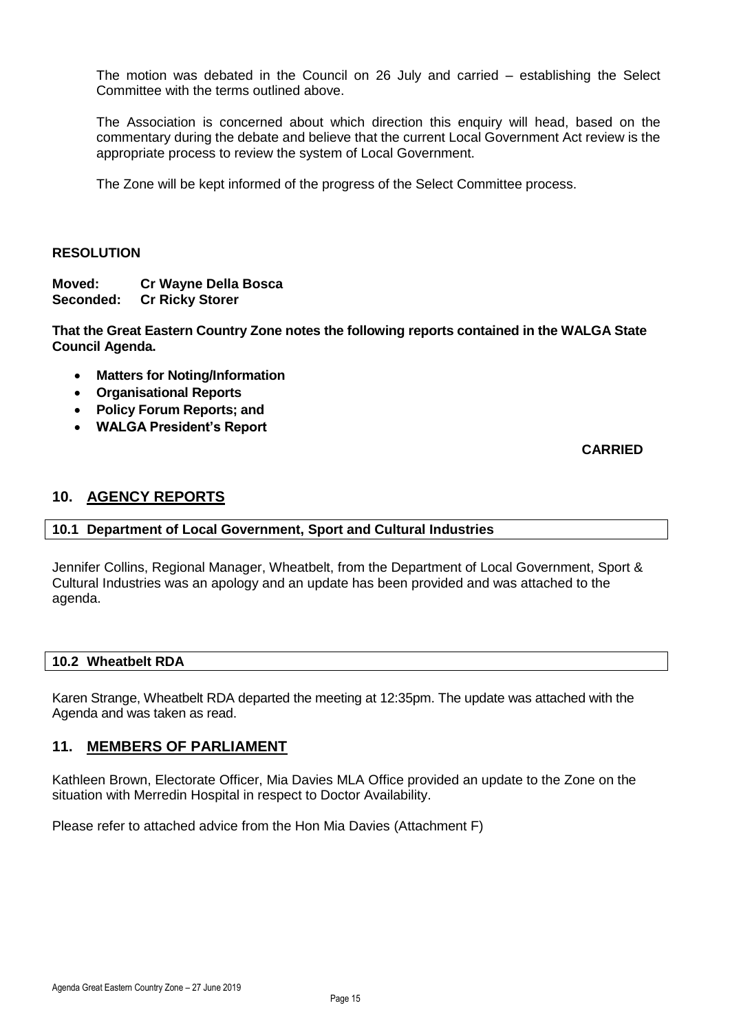The motion was debated in the Council on 26 July and carried – establishing the Select Committee with the terms outlined above.

The Association is concerned about which direction this enquiry will head, based on the commentary during the debate and believe that the current Local Government Act review is the appropriate process to review the system of Local Government.

The Zone will be kept informed of the progress of the Select Committee process.

**RESOLUTION**

**Moved: Cr Wayne Della Bosca**
**Seconded: Cr Ricky Storer**

**That the Great Eastern Country Zone notes the following reports contained in the WALGA State Council Agenda.**

- **Matters for Noting/Information**
- **Organisational Reports**
- **Policy Forum Reports; and**
- **WALGA President's Report**

**CARRIED**

## 10. AGENCY REPORTS

### 10.1 Department of Local Government, Sport and Cultural Industries

Jennifer Collins, Regional Manager, Wheatbelt, from the Department of Local Government, Sport & Cultural Industries was an apology and an update has been provided and was attached to the agenda.

### 10.2 Wheatbelt RDA

Karen Strange, Wheatbelt RDA departed the meeting at 12:35pm. The update was attached with the Agenda and was taken as read.

## 11. MEMBERS OF PARLIAMENT

Kathleen Brown, Electorate Officer, Mia Davies MLA Office provided an update to the Zone on the situation with Merredin Hospital in respect to Doctor Availability.

Please refer to attached advice from the Hon Mia Davies (Attachment F)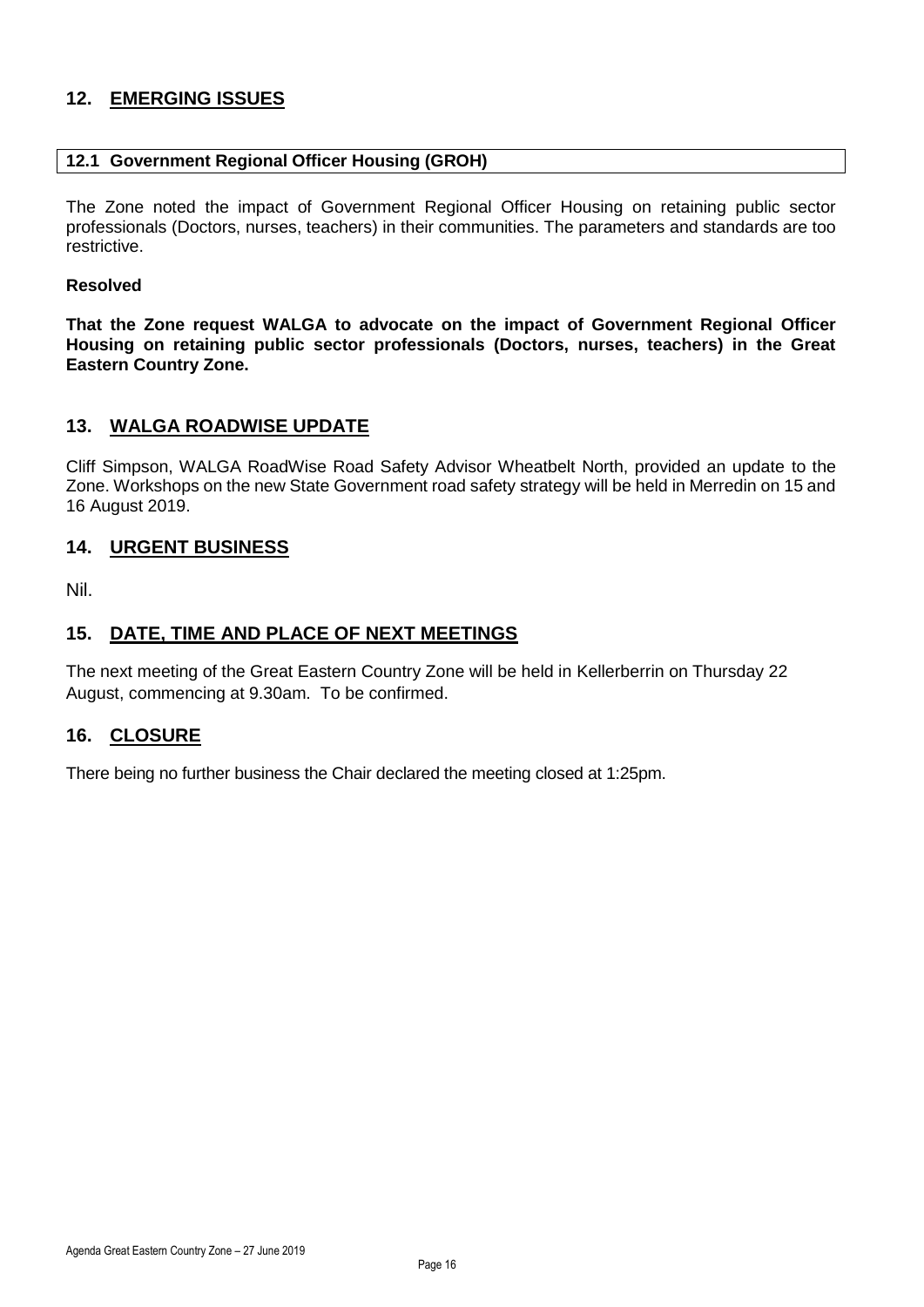## 12. EMERGING ISSUES

**12.1 Government Regional Officer Housing (GROH)**

The Zone noted the impact of Government Regional Officer Housing on retaining public sector professionals (Doctors, nurses, teachers) in their communities. The parameters and standards are too restrictive.

**Resolved**

**That the Zone request WALGA to advocate on the impact of Government Regional Officer Housing on retaining public sector professionals (Doctors, nurses, teachers) in the Great Eastern Country Zone.**

## 13. WALGA ROADWISE UPDATE

Cliff Simpson, WALGA RoadWise Road Safety Advisor Wheatbelt North, provided an update to the Zone. Workshops on the new State Government road safety strategy will be held in Merredin on 15 and 16 August 2019.

## 14. URGENT BUSINESS

Nil.

## 15. DATE, TIME AND PLACE OF NEXT MEETINGS

The next meeting of the Great Eastern Country Zone will be held in Kellerberrin on Thursday 22 August, commencing at 9.30am. To be confirmed.

## 16. CLOSURE

There being no further business the Chair declared the meeting closed at 1:25pm.